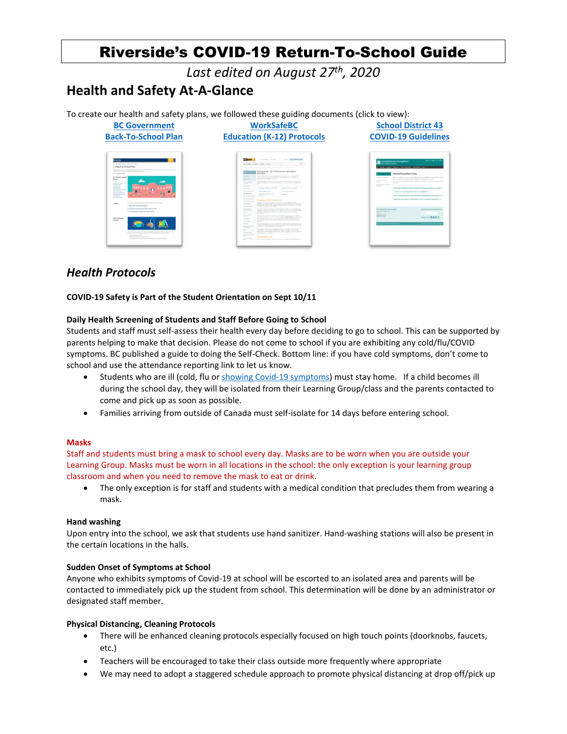# Riverside's COVID-19 Return-To-School Guide

*Last edited on August 27th, 2020*

## Health and Safety At-A-Glance

To create our health and safety plans, we followed these guiding documents (click to view):

**BC Government Back-To-School Plan** | **WorkSafeBC Education (K-12) Protocols** | **School District 43 COVID-19 Guidelines**

## *Health Protocols*

**COVID-19 Safety is Part of the Student Orientation on Sept 10/11**

**Daily Health Screening of Students and Staff Before Going to School**

Students and staff must self-assess their health every day before deciding to go to school. This can be supported by parents helping to make that decision. Please do not come to school if you are exhibiting any cold/flu/COVID symptoms. BC published a guide to doing the Self-Check. Bottom line: if you have cold symptoms, don't come to school and use the attendance reporting link to let us know.

- Students who are ill (cold, flu or showing Covid-19 symptoms) must stay home. If a child becomes ill during the school day, they will be isolated from their Learning Group/class and the parents contacted to come and pick up as soon as possible.
- Families arriving from outside of Canada must self-isolate for 14 days before entering school.

**Masks**

Staff and students must bring a mask to school every day. Masks are to be worn when you are outside your Learning Group. Masks must be worn in all locations in the school: the only exception is your learning group classroom and when you need to remove the mask to eat or drink.

- The only exception is for staff and students with a medical condition that precludes them from wearing a mask.

**Hand washing**

Upon entry into the school, we ask that students use hand sanitizer. Hand-washing stations will also be present in the certain locations in the halls.

**Sudden Onset of Symptoms at School**

Anyone who exhibits symptoms of Covid-19 at school will be escorted to an isolated area and parents will be contacted to immediately pick up the student from school. This determination will be done by an administrator or designated staff member.

**Physical Distancing, Cleaning Protocols**

- There will be enhanced cleaning protocols especially focused on high touch points (doorknobs, faucets, etc.)
- Teachers will be encouraged to take their class outside more frequently where appropriate
- We may need to adopt a staggered schedule approach to promote physical distancing at drop off/pick up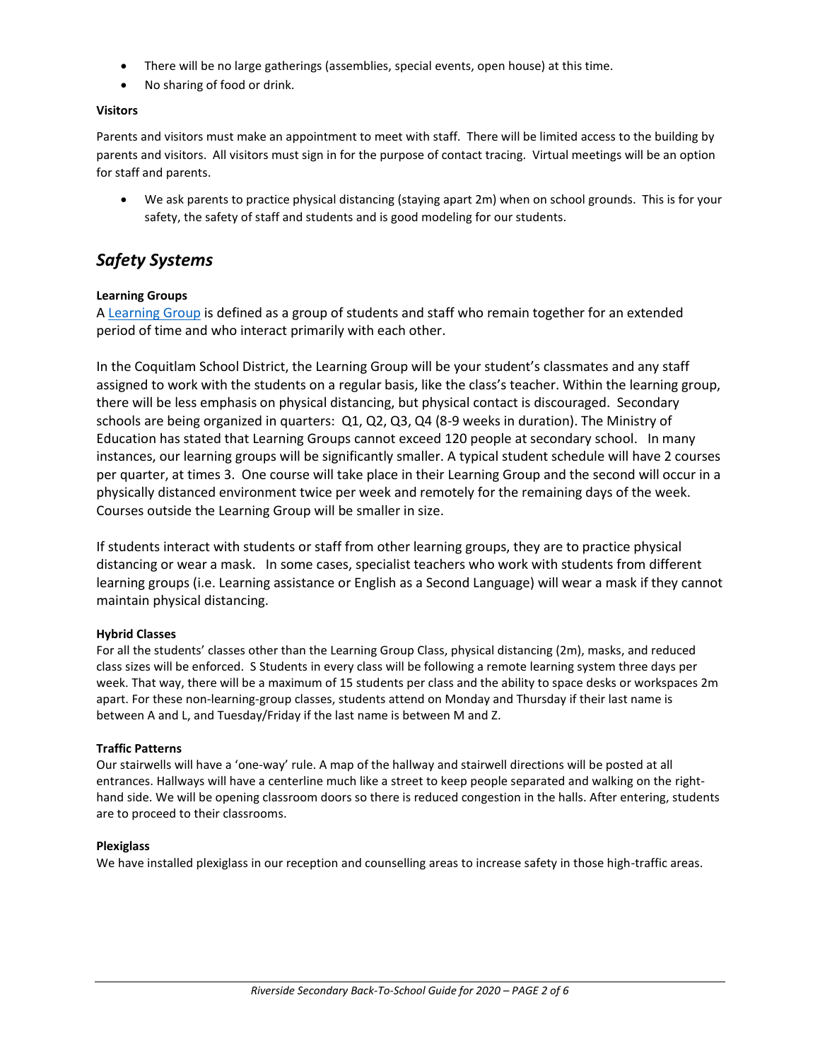- There will be no large gatherings (assemblies, special events, open house) at this time.
- No sharing of food or drink.

**Visitors**

Parents and visitors must make an appointment to meet with staff. There will be limited access to the building by parents and visitors. All visitors must sign in for the purpose of contact tracing. Virtual meetings will be an option for staff and parents.

- We ask parents to practice physical distancing (staying apart 2m) when on school grounds. This is for your safety, the safety of staff and students and is good modeling for our students.

## *Safety Systems*

**Learning Groups**

A [Learning Group] is defined as a group of students and staff who remain together for an extended period of time and who interact primarily with each other.

In the Coquitlam School District, the Learning Group will be your student's classmates and any staff assigned to work with the students on a regular basis, like the class's teacher. Within the learning group, there will be less emphasis on physical distancing, but physical contact is discouraged. Secondary schools are being organized in quarters: Q1, Q2, Q3, Q4 (8-9 weeks in duration). The Ministry of Education has stated that Learning Groups cannot exceed 120 people at secondary school. In many instances, our learning groups will be significantly smaller. A typical student schedule will have 2 courses per quarter, at times 3. One course will take place in their Learning Group and the second will occur in a physically distanced environment twice per week and remotely for the remaining days of the week. Courses outside the Learning Group will be smaller in size.

If students interact with students or staff from other learning groups, they are to practice physical distancing or wear a mask. In some cases, specialist teachers who work with students from different learning groups (i.e. Learning assistance or English as a Second Language) will wear a mask if they cannot maintain physical distancing.

**Hybrid Classes**

For all the students' classes other than the Learning Group Class, physical distancing (2m), masks, and reduced class sizes will be enforced. S Students in every class will be following a remote learning system three days per week. That way, there will be a maximum of 15 students per class and the ability to space desks or workspaces 2m apart. For these non-learning-group classes, students attend on Monday and Thursday if their last name is between A and L, and Tuesday/Friday if the last name is between M and Z.

**Traffic Patterns**

Our stairwells will have a 'one-way' rule. A map of the hallway and stairwell directions will be posted at all entrances. Hallways will have a centerline much like a street to keep people separated and walking on the right-hand side. We will be opening classroom doors so there is reduced congestion in the halls. After entering, students are to proceed to their classrooms.

**Plexiglass**

We have installed plexiglass in our reception and counselling areas to increase safety in those high-traffic areas.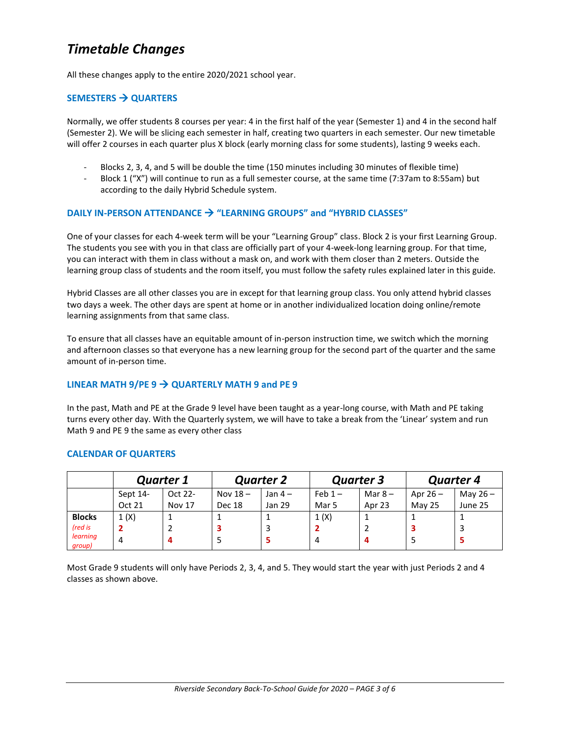# *Timetable Changes*

All these changes apply to the entire 2020/2021 school year.

### SEMESTERS → QUARTERS

Normally, we offer students 8 courses per year: 4 in the first half of the year (Semester 1) and 4 in the second half (Semester 2). We will be slicing each semester in half, creating two quarters in each semester. Our new timetable will offer 2 courses in each quarter plus X block (early morning class for some students), lasting 9 weeks each.

- Blocks 2, 3, 4, and 5 will be double the time (150 minutes including 30 minutes of flexible time)
- Block 1 (“X”) will continue to run as a full semester course, at the same time (7:37am to 8:55am) but according to the daily Hybrid Schedule system.

### DAILY IN-PERSON ATTENDANCE → “LEARNING GROUPS” and “HYBRID CLASSES”

One of your classes for each 4-week term will be your “Learning Group” class. Block 2 is your first Learning Group. The students you see with you in that class are officially part of your 4-week-long learning group. For that time, you can interact with them in class without a mask on, and work with them closer than 2 meters. Outside the learning group class of students and the room itself, you must follow the safety rules explained later in this guide.

Hybrid Classes are all other classes you are in except for that learning group class. You only attend hybrid classes two days a week. The other days are spent at home or in another individualized location doing online/remote learning assignments from that same class.

To ensure that all classes have an equitable amount of in-person instruction time, we switch which the morning and afternoon classes so that everyone has a new learning group for the second part of the quarter and the same amount of in-person time.

### LINEAR MATH 9/PE 9 → QUARTERLY MATH 9 and PE 9

In the past, Math and PE at the Grade 9 level have been taught as a year-long course, with Math and PE taking turns every other day. With the Quarterly system, we will have to take a break from the ‘Linear’ system and run Math 9 and PE 9 the same as every other class

### CALENDAR OF QUARTERS

| | ***Quarter 1*** | | ***Quarter 2*** | | ***Quarter 3*** | | ***Quarter 4*** | |
|---|---|---|---|---|---|---|---|---|
| | Sept 14- Oct 21 | Oct 22- Nov 17 | Nov 18 – Dec 18 | Jan 4 – Jan 29 | Feb 1 – Mar 5 | Mar 8 – Apr 23 | Apr 26 – May 25 | May 26 – June 25 |
| **Blocks** *(red is learning group)* | 1 (X)<br>**2**<br>4 | 1<br>2<br>**4** | 1<br>**3**<br>5 | 1<br>3<br>**5** | 1 (X)<br>**2**<br>4 | 1<br>2<br>**4** | 1<br>**3**<br>5 | 1<br>3<br>**5** |

Most Grade 9 students will only have Periods 2, 3, 4, and 5. They would start the year with just Periods 2 and 4 classes as shown above.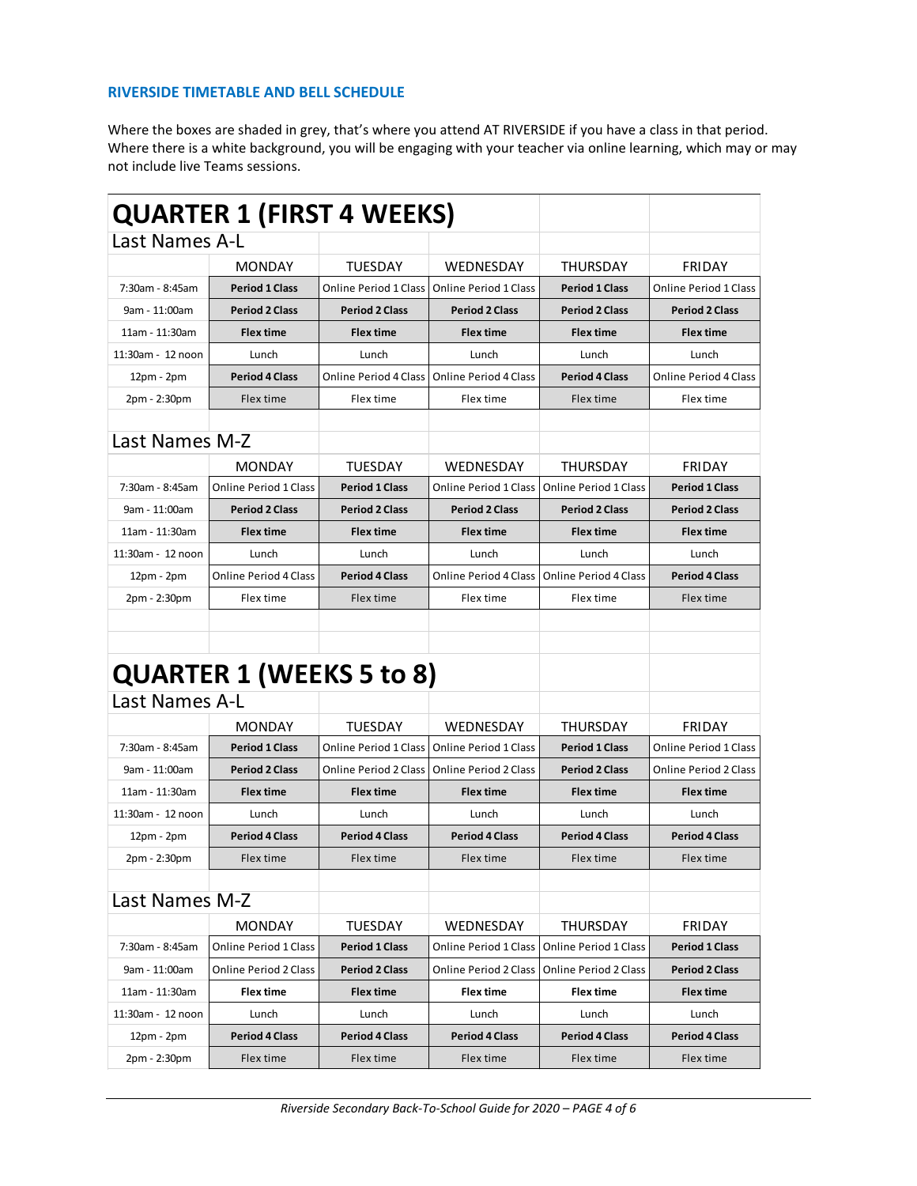### RIVERSIDE TIMETABLE AND BELL SCHEDULE

Where the boxes are shaded in grey, that's where you attend AT RIVERSIDE if you have a class in that period. Where there is a white background, you will be engaging with your teacher via online learning, which may or may not include live Teams sessions.

## QUARTER 1 (FIRST 4 WEEKS)

### Last Names A-L

| | MONDAY | TUESDAY | WEDNESDAY | THURSDAY | FRIDAY |
|---|---|---|---|---|---|
| 7:30am - 8:45am | **Period 1 Class** | Online Period 1 Class | Online Period 1 Class | **Period 1 Class** | Online Period 1 Class |
| 9am - 11:00am | **Period 2 Class** | **Period 2 Class** | **Period 2 Class** | **Period 2 Class** | **Period 2 Class** |
| 11am - 11:30am | **Flex time** | **Flex time** | **Flex time** | **Flex time** | **Flex time** |
| 11:30am - 12 noon | Lunch | Lunch | Lunch | Lunch | Lunch |
| 12pm - 2pm | **Period 4 Class** | Online Period 4 Class | Online Period 4 Class | **Period 4 Class** | Online Period 4 Class |
| 2pm - 2:30pm | Flex time | Flex time | Flex time | Flex time | Flex time |

### Last Names M-Z

| | MONDAY | TUESDAY | WEDNESDAY | THURSDAY | FRIDAY |
|---|---|---|---|---|---|
| 7:30am - 8:45am | Online Period 1 Class | **Period 1 Class** | Online Period 1 Class | Online Period 1 Class | **Period 1 Class** |
| 9am - 11:00am | **Period 2 Class** | **Period 2 Class** | **Period 2 Class** | **Period 2 Class** | **Period 2 Class** |
| 11am - 11:30am | **Flex time** | **Flex time** | **Flex time** | **Flex time** | **Flex time** |
| 11:30am - 12 noon | Lunch | Lunch | Lunch | Lunch | Lunch |
| 12pm - 2pm | Online Period 4 Class | **Period 4 Class** | Online Period 4 Class | Online Period 4 Class | **Period 4 Class** |
| 2pm - 2:30pm | Flex time | Flex time | Flex time | Flex time | Flex time |

## QUARTER 1 (WEEKS 5 to 8)

### Last Names A-L

| | MONDAY | TUESDAY | WEDNESDAY | THURSDAY | FRIDAY |
|---|---|---|---|---|---|
| 7:30am - 8:45am | **Period 1 Class** | Online Period 1 Class | Online Period 1 Class | **Period 1 Class** | Online Period 1 Class |
| 9am - 11:00am | **Period 2 Class** | Online Period 2 Class | Online Period 2 Class | **Period 2 Class** | Online Period 2 Class |
| 11am - 11:30am | **Flex time** | **Flex time** | **Flex time** | **Flex time** | **Flex time** |
| 11:30am - 12 noon | Lunch | Lunch | Lunch | Lunch | Lunch |
| 12pm - 2pm | **Period 4 Class** | **Period 4 Class** | **Period 4 Class** | **Period 4 Class** | **Period 4 Class** |
| 2pm - 2:30pm | Flex time | Flex time | Flex time | Flex time | Flex time |

### Last Names M-Z

| | MONDAY | TUESDAY | WEDNESDAY | THURSDAY | FRIDAY |
|---|---|---|---|---|---|
| 7:30am - 8:45am | Online Period 1 Class | **Period 1 Class** | Online Period 1 Class | Online Period 1 Class | **Period 1 Class** |
| 9am - 11:00am | Online Period 2 Class | **Period 2 Class** | Online Period 2 Class | Online Period 2 Class | **Period 2 Class** |
| 11am - 11:30am | **Flex time** | **Flex time** | **Flex time** | **Flex time** | **Flex time** |
| 11:30am - 12 noon | Lunch | Lunch | Lunch | Lunch | Lunch |
| 12pm - 2pm | **Period 4 Class** | **Period 4 Class** | **Period 4 Class** | **Period 4 Class** | **Period 4 Class** |
| 2pm - 2:30pm | Flex time | Flex time | Flex time | Flex time | Flex time |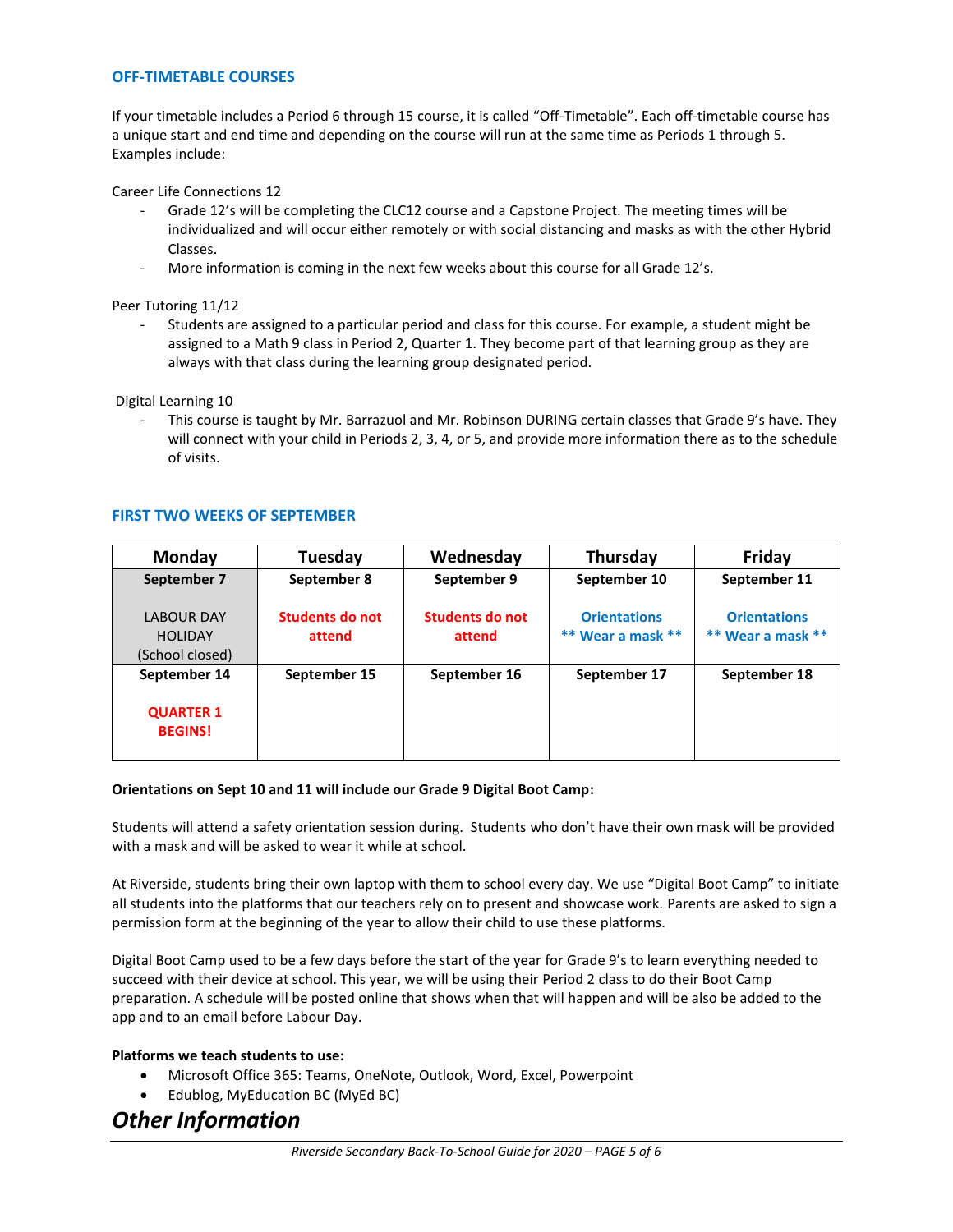## OFF-TIMETABLE COURSES

If your timetable includes a Period 6 through 15 course, it is called "Off-Timetable". Each off-timetable course has a unique start and end time and depending on the course will run at the same time as Periods 1 through 5. Examples include:

Career Life Connections 12

- Grade 12's will be completing the CLC12 course and a Capstone Project. The meeting times will be individualized and will occur either remotely or with social distancing and masks as with the other Hybrid Classes.
- More information is coming in the next few weeks about this course for all Grade 12's.

Peer Tutoring 11/12

- Students are assigned to a particular period and class for this course. For example, a student might be assigned to a Math 9 class in Period 2, Quarter 1. They become part of that learning group as they are always with that class during the learning group designated period.

Digital Learning 10

- This course is taught by Mr. Barrazuol and Mr. Robinson DURING certain classes that Grade 9's have. They will connect with your child in Periods 2, 3, 4, or 5, and provide more information there as to the schedule of visits.

## FIRST TWO WEEKS OF SEPTEMBER

| Monday | Tuesday | Wednesday | Thursday | Friday |
|---|---|---|---|---|
| **September 7**<br><br>LABOUR DAY HOLIDAY (School closed) | **September 8**<br><br>**Students do not attend** | **September 9**<br><br>**Students do not attend** | **September 10**<br><br>**Orientations**<br>**\*\* Wear a mask \*\*** | **September 11**<br><br>**Orientations**<br>**\*\* Wear a mask \*\*** |
| **September 14**<br><br>**QUARTER 1 BEGINS!** | **September 15** | **September 16** | **September 17** | **September 18** |

**Orientations on Sept 10 and 11 will include our Grade 9 Digital Boot Camp:**

Students will attend a safety orientation session during. Students who don't have their own mask will be provided with a mask and will be asked to wear it while at school.

At Riverside, students bring their own laptop with them to school every day. We use "Digital Boot Camp" to initiate all students into the platforms that our teachers rely on to present and showcase work. Parents are asked to sign a permission form at the beginning of the year to allow their child to use these platforms.

Digital Boot Camp used to be a few days before the start of the year for Grade 9's to learn everything needed to succeed with their device at school. This year, we will be using their Period 2 class to do their Boot Camp preparation. A schedule will be posted online that shows when that will happen and will be also be added to the app and to an email before Labour Day.

**Platforms we teach students to use:**

- Microsoft Office 365: Teams, OneNote, Outlook, Word, Excel, Powerpoint
- Edublog, MyEducation BC (MyEd BC)

# *Other Information*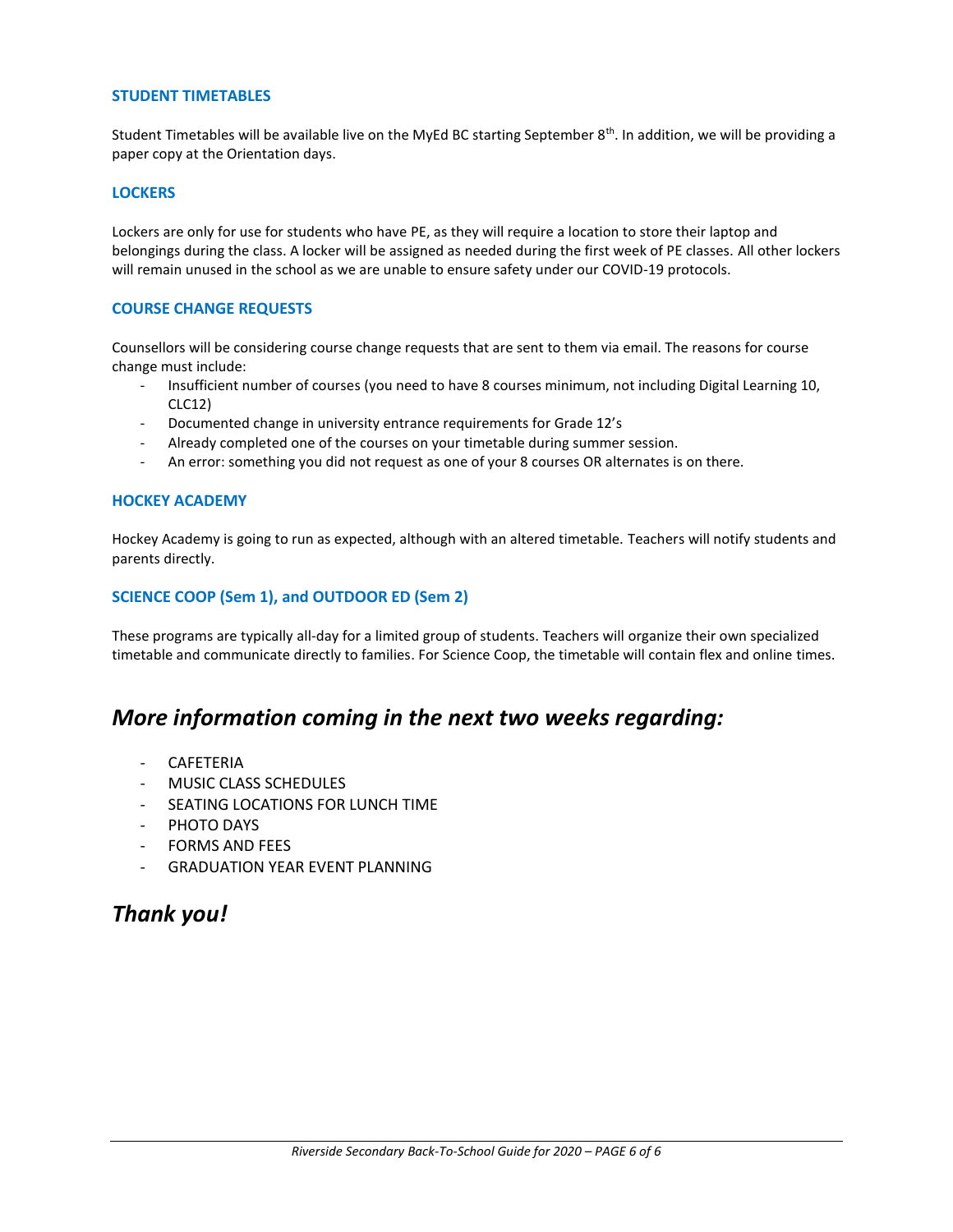### STUDENT TIMETABLES

Student Timetables will be available live on the MyEd BC starting September 8th. In addition, we will be providing a paper copy at the Orientation days.

### LOCKERS

Lockers are only for use for students who have PE, as they will require a location to store their laptop and belongings during the class. A locker will be assigned as needed during the first week of PE classes. All other lockers will remain unused in the school as we are unable to ensure safety under our COVID-19 protocols.

### COURSE CHANGE REQUESTS

Counsellors will be considering course change requests that are sent to them via email. The reasons for course change must include:

- Insufficient number of courses (you need to have 8 courses minimum, not including Digital Learning 10, CLC12)
- Documented change in university entrance requirements for Grade 12's
- Already completed one of the courses on your timetable during summer session.
- An error: something you did not request as one of your 8 courses OR alternates is on there.

### HOCKEY ACADEMY

Hockey Academy is going to run as expected, although with an altered timetable. Teachers will notify students and parents directly.

### SCIENCE COOP (Sem 1), and OUTDOOR ED (Sem 2)

These programs are typically all-day for a limited group of students. Teachers will organize their own specialized timetable and communicate directly to families. For Science Coop, the timetable will contain flex and online times.

## *More information coming in the next two weeks regarding:*

- CAFETERIA
- MUSIC CLASS SCHEDULES
- SEATING LOCATIONS FOR LUNCH TIME
- PHOTO DAYS
- FORMS AND FEES
- GRADUATION YEAR EVENT PLANNING

## *Thank you!*